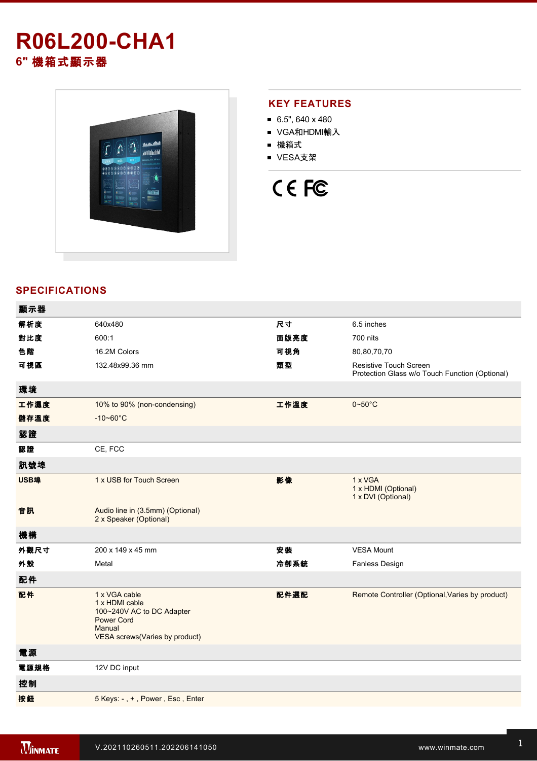# R06L200-CHA1

## 6" 機箱式顯示器

## KEY FEATURES

- 6.5", 640 x 480
- VGA和HDMI輸入
- 機箱式
- VESA支架

CE FC

## SPECIFICATIONS

| 顯示器 | | | |
|---|---|---|---|
| 解析度 | 640x480 | 尺寸 | 6.5 inches |
| 對比度 | 600:1 | 面版亮度 | 700 nits |
| 色階 | 16.2M Colors | 可視角 | 80,80,70,70 |
| 可視區 | 132.48x99.36 mm | 類型 | Resistive Touch Screen<br>Protection Glass w/o Touch Function (Optional) |
| **環境** | | | |
| 工作濕度 | 10% to 90% (non-condensing) | 工作溫度 | 0~50°C |
| 儲存溫度 | -10~60°C | | |
| **認證** | | | |
| 認證 | CE, FCC | | |
| **訊號埠** | | | |
| USB埠 | 1 x USB for Touch Screen | 影像 | 1 x VGA<br>1 x HDMI (Optional)<br>1 x DVI (Optional) |
| 音訊 | Audio line in (3.5mm) (Optional)<br>2 x Speaker (Optional) | | |
| **機構** | | | |
| 外觀尺寸 | 200 x 149 x 45 mm | 安裝 | VESA Mount |
| 外殼 | Metal | 冷卻系統 | Fanless Design |
| **配件** | | | |
| 配件 | 1 x VGA cable<br>1 x HDMI cable<br>100~240V AC to DC Adapter<br>Power Cord<br>Manual<br>VESA screws(Varies by product) | 配件選配 | Remote Controller (Optional,Varies by product) |
| **電源** | | | |
| 電源規格 | 12V DC input | | |
| **控制** | | | |
| 按鈕 | 5 Keys: - , + , Power , Esc , Enter | | |

V.202110260511.202206141050 www.winmate.com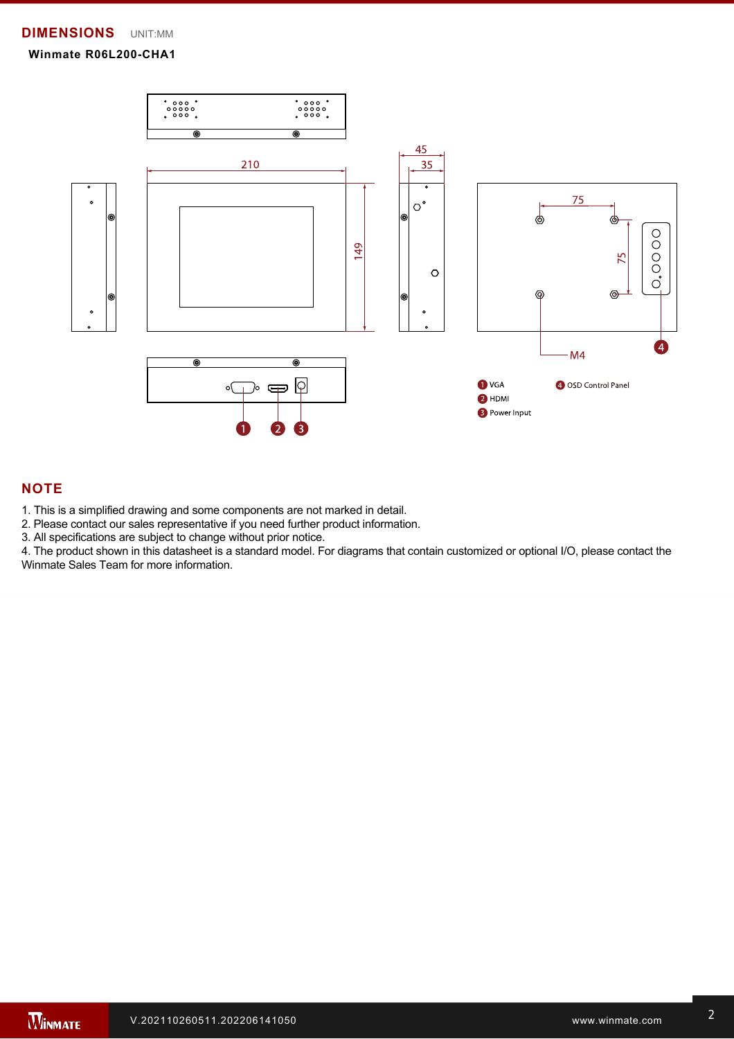## DIMENSIONS UNIT:MM

**Winmate R06L200-CHA1**

210

149

45

35

75

75

M4

1 VGA

2 HDMI

3 Power Input

4 OSD Control Panel

## NOTE

1. This is a simplified drawing and some components are not marked in detail.
2. Please contact our sales representative if you need further product information.
3. All specifications are subject to change without prior notice.
4. The product shown in this datasheet is a standard model. For diagrams that contain customized or optional I/O, please contact the Winmate Sales Team for more information.